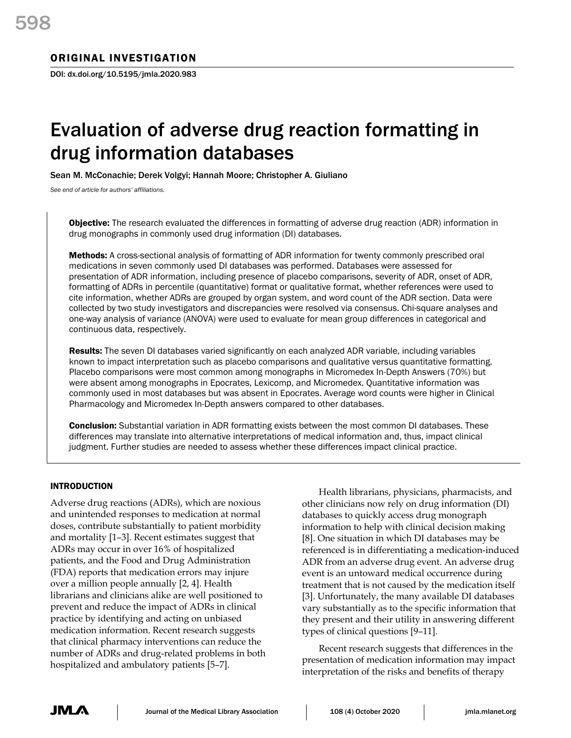## ORIGINAL INVESTIGATION

DOI: dx.doi.org/10.5195/jmla.2020.983

# Evaluation of adverse drug reaction formatting in drug information databases

Sean M. McConachie; Derek Volgyi; Hannah Moore; Christopher A. Giuliano

*See end of article for authors' affiliations.*

**Objective:** The research evaluated the differences in formatting of adverse drug reaction (ADR) information in drug monographs in commonly used drug information (DI) databases.

**Methods:** A cross-sectional analysis of formatting of ADR information for twenty commonly prescribed oral medications in seven commonly used DI databases was performed. Databases were assessed for presentation of ADR information, including presence of placebo comparisons, severity of ADR, onset of ADR, formatting of ADRs in percentile (quantitative) format or qualitative format, whether references were used to cite information, whether ADRs are grouped by organ system, and word count of the ADR section. Data were collected by two study investigators and discrepancies were resolved via consensus. Chi-square analyses and one-way analysis of variance (ANOVA) were used to evaluate for mean group differences in categorical and continuous data, respectively.

**Results:** The seven DI databases varied significantly on each analyzed ADR variable, including variables known to impact interpretation such as placebo comparisons and qualitative versus quantitative formatting. Placebo comparisons were most common among monographs in Micromedex In-Depth Answers (70%) but were absent among monographs in Epocrates, Lexicomp, and Micromedex. Quantitative information was commonly used in most databases but was absent in Epocrates. Average word counts were higher in Clinical Pharmacology and Micromedex In-Depth answers compared to other databases.

**Conclusion:** Substantial variation in ADR formatting exists between the most common DI databases. These differences may translate into alternative interpretations of medical information and, thus, impact clinical judgment. Further studies are needed to assess whether these differences impact clinical practice.

## INTRODUCTION

Adverse drug reactions (ADRs), which are noxious and unintended responses to medication at normal doses, contribute substantially to patient morbidity and mortality [1–3]. Recent estimates suggest that ADRs may occur in over 16% of hospitalized patients, and the Food and Drug Administration (FDA) reports that medication errors may injure over a million people annually [2, 4]. Health librarians and clinicians alike are well positioned to prevent and reduce the impact of ADRs in clinical practice by identifying and acting on unbiased medication information. Recent research suggests that clinical pharmacy interventions can reduce the number of ADRs and drug-related problems in both hospitalized and ambulatory patients [5–7].

Health librarians, physicians, pharmacists, and other clinicians now rely on drug information (DI) databases to quickly access drug monograph information to help with clinical decision making [8]. One situation in which DI databases may be referenced is in differentiating a medication-induced ADR from an adverse drug event. An adverse drug event is an untoward medical occurrence during treatment that is not caused by the medication itself [3]. Unfortunately, the many available DI databases vary substantially as to the specific information that they present and their utility in answering different types of clinical questions [9–11].

Recent research suggests that differences in the presentation of medication information may impact interpretation of the risks and benefits of therapy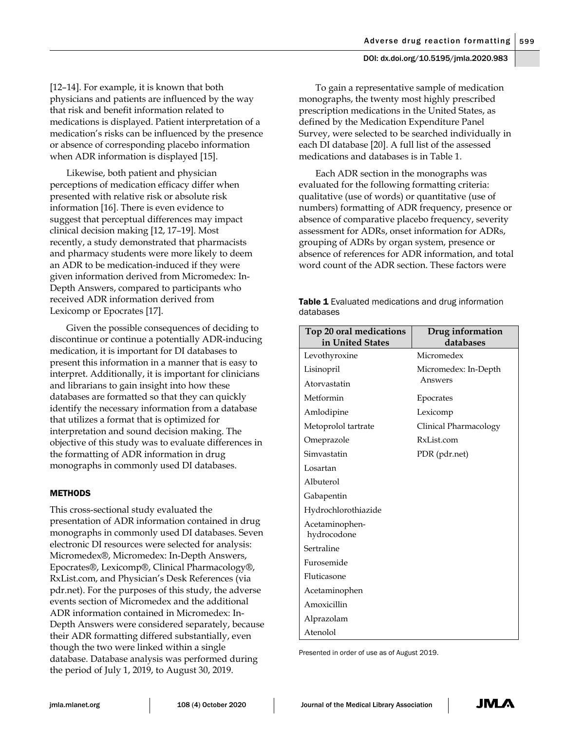[12–14]. For example, it is known that both physicians and patients are influenced by the way that risk and benefit information related to medications is displayed. Patient interpretation of a medication's risks can be influenced by the presence or absence of corresponding placebo information when ADR information is displayed [15].

Likewise, both patient and physician perceptions of medication efficacy differ when presented with relative risk or absolute risk information [16]. There is even evidence to suggest that perceptual differences may impact clinical decision making [12, 17–19]. Most recently, a study demonstrated that pharmacists and pharmacy students were more likely to deem an ADR to be medication-induced if they were given information derived from Micromedex: In-Depth Answers, compared to participants who received ADR information derived from Lexicomp or Epocrates [17].

Given the possible consequences of deciding to discontinue or continue a potentially ADR-inducing medication, it is important for DI databases to present this information in a manner that is easy to interpret. Additionally, it is important for clinicians and librarians to gain insight into how these databases are formatted so that they can quickly identify the necessary information from a database that utilizes a format that is optimized for interpretation and sound decision making. The objective of this study was to evaluate differences in the formatting of ADR information in drug monographs in commonly used DI databases.

## METHODS

This cross-sectional study evaluated the presentation of ADR information contained in drug monographs in commonly used DI databases. Seven electronic DI resources were selected for analysis: Micromedex®, Micromedex: In-Depth Answers, Epocrates®, Lexicomp®, Clinical Pharmacology®, RxList.com, and Physician's Desk References (via pdr.net). For the purposes of this study, the adverse events section of Micromedex and the additional ADR information contained in Micromedex: In-Depth Answers were considered separately, because their ADR formatting differed substantially, even though the two were linked within a single database. Database analysis was performed during the period of July 1, 2019, to August 30, 2019.

To gain a representative sample of medication monographs, the twenty most highly prescribed prescription medications in the United States, as defined by the Medication Expenditure Panel Survey, were selected to be searched individually in each DI database [20]. A full list of the assessed medications and databases is in Table 1.

Each ADR section in the monographs was evaluated for the following formatting criteria: qualitative (use of words) or quantitative (use of numbers) formatting of ADR frequency, presence or absence of comparative placebo frequency, severity assessment for ADRs, onset information for ADRs, grouping of ADRs by organ system, presence or absence of references for ADR information, and total word count of the ADR section. These factors were

**Table 1** Evaluated medications and drug information databases

| Top 20 oral medications in United States | Drug information databases |
|---|---|
| Levothyroxine | Micromedex |
| Lisinopril | Micromedex: In-Depth Answers |
| Atorvastatin | |
| Metformin | Epocrates |
| Amlodipine | Lexicomp |
| Metoprolol tartrate | Clinical Pharmacology |
| Omeprazole | RxList.com |
| Simvastatin | PDR (pdr.net) |
| Losartan | |
| Albuterol | |
| Gabapentin | |
| Hydrochlorothiazide | |
| Acetaminophen-hydrocodone | |
| Sertraline | |
| Furosemide | |
| Fluticasone | |
| Acetaminophen | |
| Amoxicillin | |
| Alprazolam | |
| Atenolol | |

Presented in order of use as of August 2019.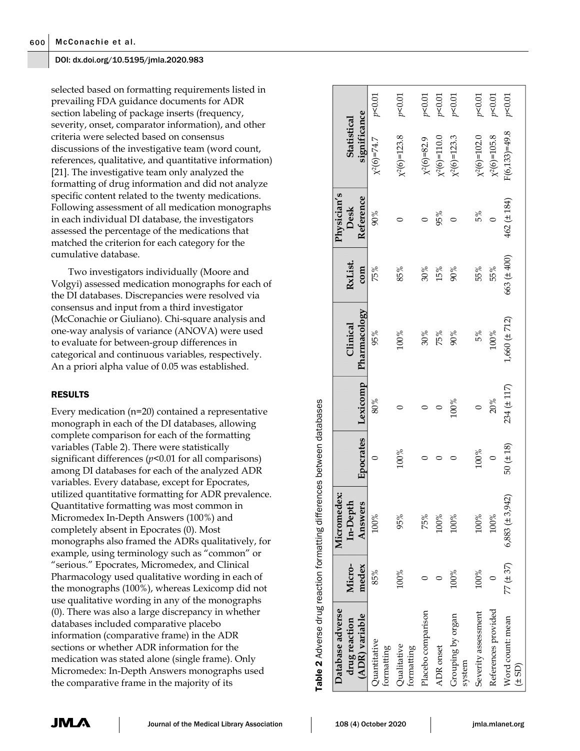selected based on formatting requirements listed in prevailing FDA guidance documents for ADR section labeling of package inserts (frequency, severity, onset, comparator information), and other criteria were selected based on consensus discussions of the investigative team (word count, references, qualitative, and quantitative information) [21]. The investigative team only analyzed the formatting of drug information and did not analyze specific content related to the twenty medications. Following assessment of all medication monographs in each individual DI database, the investigators assessed the percentage of the medications that matched the criterion for each category for the cumulative database.

Two investigators individually (Moore and Volgyi) assessed medication monographs for each of the DI databases. Discrepancies were resolved via consensus and input from a third investigator (McConachie or Giuliano). Chi-square analysis and one-way analysis of variance (ANOVA) were used to evaluate for between-group differences in categorical and continuous variables, respectively. An a priori alpha value of 0.05 was established.

## RESULTS

Every medication (n=20) contained a representative monograph in each of the DI databases, allowing complete comparison for each of the formatting variables (Table 2). There were statistically significant differences ($p$<0.01 for all comparisons) among DI databases for each of the analyzed ADR variables. Every database, except for Epocrates, utilized quantitative formatting for ADR prevalence. Quantitative formatting was most common in Micromedex In-Depth Answers (100%) and completely absent in Epocrates (0). Most monographs also framed the ADRs qualitatively, for example, using terminology such as "common" or "serious." Epocrates, Micromedex, and Clinical Pharmacology used qualitative wording in each of the monographs (100%), whereas Lexicomp did not use qualitative wording in any of the monographs (0). There was also a large discrepancy in whether databases included comparative placebo information (comparative frame) in the ADR sections or whether ADR information for the medication was stated alone (single frame). Only Micromedex: In-Depth Answers monographs used the comparative frame in the majority of its

**Table 2** Adverse drug reaction formatting differences between databases

| Database adverse drug reaction (ADR) variable | Micromedex | Micromedex: In-Depth Answers | Epocrates | Lexicomp | Clinical Pharmacology | RxList.com | Physician's Desk Reference | Statistical significance | |
|---|---|---|---|---|---|---|---|---|---|
| Quantitative formatting | 85% | 100% | 0 | 80% | 95% | 75% | 90% | $\chi^2(6)=74.7$ | $p<0.01$ |
| Qualitative formatting | 100% | 95% | 100% | 0 | 100% | 85% | 0 | $\chi^2(6)=123.8$ | $p<0.01$ |
| Placebo comparison | 0 | 75% | 0 | 0 | 30% | 30% | 0 | $\chi^2(6)=82.9$ | $p<0.01$ |
| ADR onset | 0 | 100% | 0 | 0 | 75% | 15% | 95% | $\chi^2(6)=110.0$ | $p<0.01$ |
| Grouping by organ system | 100% | 100% | 0 | 100% | 90% | 90% | 0 | $\chi^2(6)=123.3$ | $p<0.01$ |
| Severity assessment | 100% | 100% | 100% | 0 | 5% | 55% | 5% | $\chi^2(6)=102.0$ | $p<0.01$ |
| References provided | 0 | 100% | 0 | 20% | 100% | 55% | 0 | $\chi^2(6)=105.8$ | $p<0.01$ |
| Word count: mean (± SD) | 77 (± 37) | 6,883 (± 3,942) | 50 (± 18) | 234 (± 117) | 1,660 (± 712) | 663 (± 400) | 462 (± 184) | $F(6,133)=49.8$ | $p<0.01$ |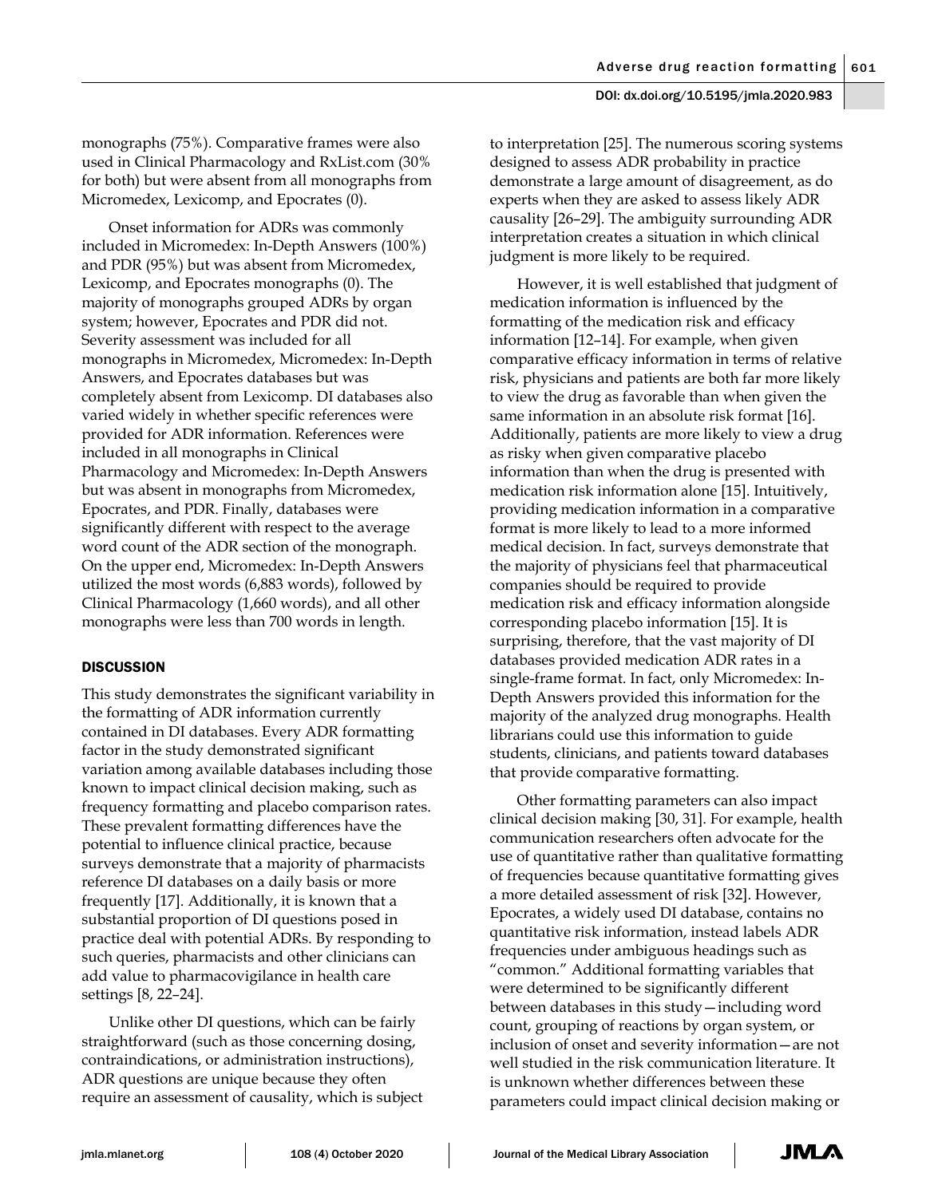monographs (75%). Comparative frames were also used in Clinical Pharmacology and RxList.com (30% for both) but were absent from all monographs from Micromedex, Lexicomp, and Epocrates (0).

Onset information for ADRs was commonly included in Micromedex: In-Depth Answers (100%) and PDR (95%) but was absent from Micromedex, Lexicomp, and Epocrates monographs (0). The majority of monographs grouped ADRs by organ system; however, Epocrates and PDR did not. Severity assessment was included for all monographs in Micromedex, Micromedex: In-Depth Answers, and Epocrates databases but was completely absent from Lexicomp. DI databases also varied widely in whether specific references were provided for ADR information. References were included in all monographs in Clinical Pharmacology and Micromedex: In-Depth Answers but was absent in monographs from Micromedex, Epocrates, and PDR. Finally, databases were significantly different with respect to the average word count of the ADR section of the monograph. On the upper end, Micromedex: In-Depth Answers utilized the most words (6,883 words), followed by Clinical Pharmacology (1,660 words), and all other monographs were less than 700 words in length.

## DISCUSSION

This study demonstrates the significant variability in the formatting of ADR information currently contained in DI databases. Every ADR formatting factor in the study demonstrated significant variation among available databases including those known to impact clinical decision making, such as frequency formatting and placebo comparison rates. These prevalent formatting differences have the potential to influence clinical practice, because surveys demonstrate that a majority of pharmacists reference DI databases on a daily basis or more frequently [17]. Additionally, it is known that a substantial proportion of DI questions posed in practice deal with potential ADRs. By responding to such queries, pharmacists and other clinicians can add value to pharmacovigilance in health care settings [8, 22–24].

Unlike other DI questions, which can be fairly straightforward (such as those concerning dosing, contraindications, or administration instructions), ADR questions are unique because they often require an assessment of causality, which is subject to interpretation [25]. The numerous scoring systems designed to assess ADR probability in practice demonstrate a large amount of disagreement, as do experts when they are asked to assess likely ADR causality [26–29]. The ambiguity surrounding ADR interpretation creates a situation in which clinical judgment is more likely to be required.

However, it is well established that judgment of medication information is influenced by the formatting of the medication risk and efficacy information [12–14]. For example, when given comparative efficacy information in terms of relative risk, physicians and patients are both far more likely to view the drug as favorable than when given the same information in an absolute risk format [16]. Additionally, patients are more likely to view a drug as risky when given comparative placebo information than when the drug is presented with medication risk information alone [15]. Intuitively, providing medication information in a comparative format is more likely to lead to a more informed medical decision. In fact, surveys demonstrate that the majority of physicians feel that pharmaceutical companies should be required to provide medication risk and efficacy information alongside corresponding placebo information [15]. It is surprising, therefore, that the vast majority of DI databases provided medication ADR rates in a single-frame format. In fact, only Micromedex: In-Depth Answers provided this information for the majority of the analyzed drug monographs. Health librarians could use this information to guide students, clinicians, and patients toward databases that provide comparative formatting.

Other formatting parameters can also impact clinical decision making [30, 31]. For example, health communication researchers often advocate for the use of quantitative rather than qualitative formatting of frequencies because quantitative formatting gives a more detailed assessment of risk [32]. However, Epocrates, a widely used DI database, contains no quantitative risk information, instead labels ADR frequencies under ambiguous headings such as "common." Additional formatting variables that were determined to be significantly different between databases in this study—including word count, grouping of reactions by organ system, or inclusion of onset and severity information—are not well studied in the risk communication literature. It is unknown whether differences between these parameters could impact clinical decision making or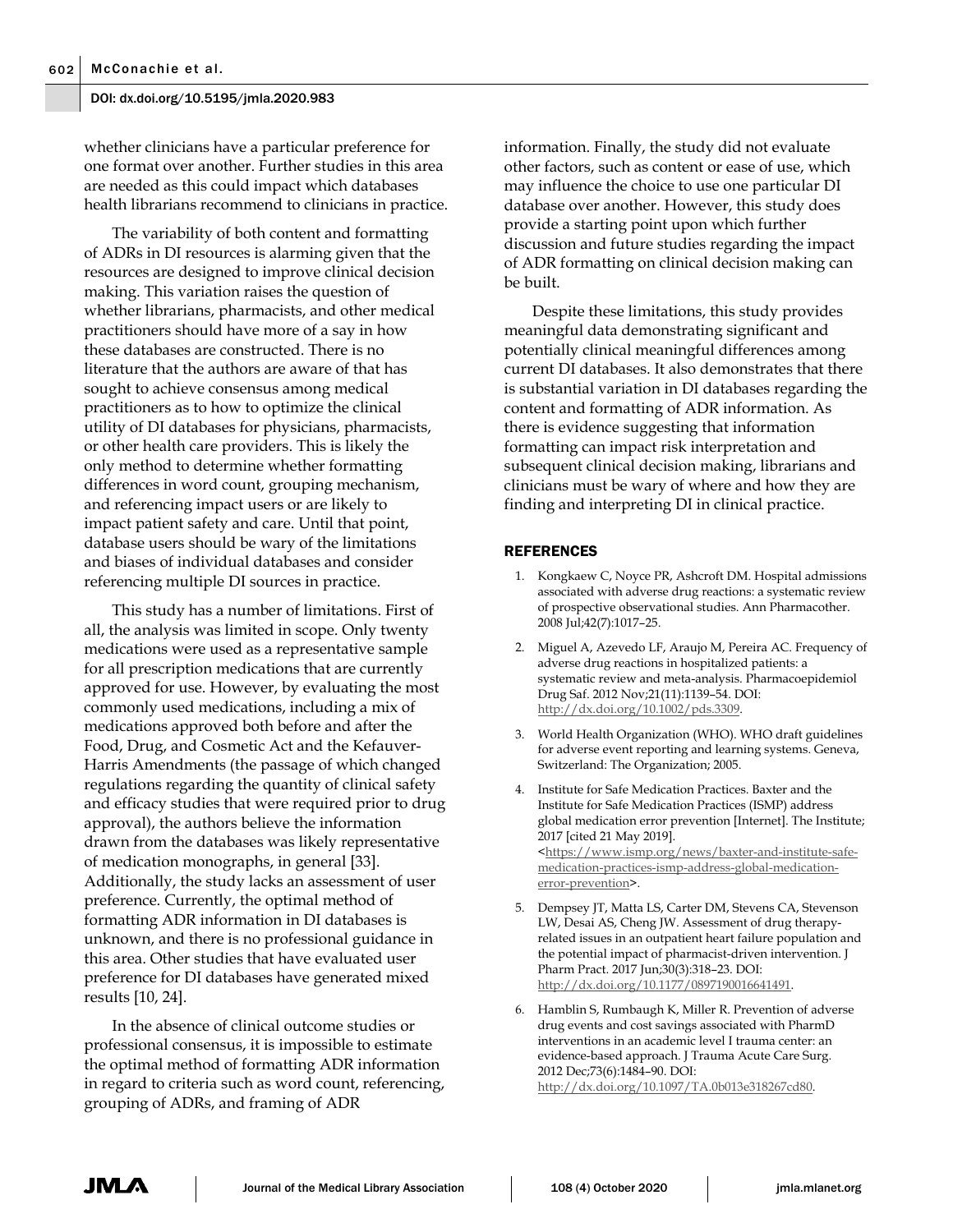whether clinicians have a particular preference for one format over another. Further studies in this area are needed as this could impact which databases health librarians recommend to clinicians in practice.

The variability of both content and formatting of ADRs in DI resources is alarming given that the resources are designed to improve clinical decision making. This variation raises the question of whether librarians, pharmacists, and other medical practitioners should have more of a say in how these databases are constructed. There is no literature that the authors are aware of that has sought to achieve consensus among medical practitioners as to how to optimize the clinical utility of DI databases for physicians, pharmacists, or other health care providers. This is likely the only method to determine whether formatting differences in word count, grouping mechanism, and referencing impact users or are likely to impact patient safety and care. Until that point, database users should be wary of the limitations and biases of individual databases and consider referencing multiple DI sources in practice.

This study has a number of limitations. First of all, the analysis was limited in scope. Only twenty medications were used as a representative sample for all prescription medications that are currently approved for use. However, by evaluating the most commonly used medications, including a mix of medications approved both before and after the Food, Drug, and Cosmetic Act and the Kefauver-Harris Amendments (the passage of which changed regulations regarding the quantity of clinical safety and efficacy studies that were required prior to drug approval), the authors believe the information drawn from the databases was likely representative of medication monographs, in general [33]. Additionally, the study lacks an assessment of user preference. Currently, the optimal method of formatting ADR information in DI databases is unknown, and there is no professional guidance in this area. Other studies that have evaluated user preference for DI databases have generated mixed results [10, 24].

In the absence of clinical outcome studies or professional consensus, it is impossible to estimate the optimal method of formatting ADR information in regard to criteria such as word count, referencing, grouping of ADRs, and framing of ADR information. Finally, the study did not evaluate other factors, such as content or ease of use, which may influence the choice to use one particular DI database over another. However, this study does provide a starting point upon which further discussion and future studies regarding the impact of ADR formatting on clinical decision making can be built.

Despite these limitations, this study provides meaningful data demonstrating significant and potentially clinical meaningful differences among current DI databases. It also demonstrates that there is substantial variation in DI databases regarding the content and formatting of ADR information. As there is evidence suggesting that information formatting can impact risk interpretation and subsequent clinical decision making, librarians and clinicians must be wary of where and how they are finding and interpreting DI in clinical practice.

## REFERENCES

1. Kongkaew C, Noyce PR, Ashcroft DM. Hospital admissions associated with adverse drug reactions: a systematic review of prospective observational studies. Ann Pharmacother. 2008 Jul;42(7):1017–25.
2. Miguel A, Azevedo LF, Araujo M, Pereira AC. Frequency of adverse drug reactions in hospitalized patients: a systematic review and meta-analysis. Pharmacoepidemiol Drug Saf. 2012 Nov;21(11):1139–54. DOI: http://dx.doi.org/10.1002/pds.3309.
3. World Health Organization (WHO). WHO draft guidelines for adverse event reporting and learning systems. Geneva, Switzerland: The Organization; 2005.
4. Institute for Safe Medication Practices. Baxter and the Institute for Safe Medication Practices (ISMP) address global medication error prevention [Internet]. The Institute; 2017 [cited 21 May 2019]. <https://www.ismp.org/news/baxter-and-institute-safe-medication-practices-ismp-address-global-medication-error-prevention>.
5. Dempsey JT, Matta LS, Carter DM, Stevens CA, Stevenson LW, Desai AS, Cheng JW. Assessment of drug therapy-related issues in an outpatient heart failure population and the potential impact of pharmacist-driven intervention. J Pharm Pract. 2017 Jun;30(3):318–23. DOI: http://dx.doi.org/10.1177/0897190016641491.
6. Hamblin S, Rumbaugh K, Miller R. Prevention of adverse drug events and cost savings associated with PharmD interventions in an academic level I trauma center: an evidence-based approach. J Trauma Acute Care Surg. 2012 Dec;73(6):1484–90. DOI: http://dx.doi.org/10.1097/TA.0b013e318267cd80.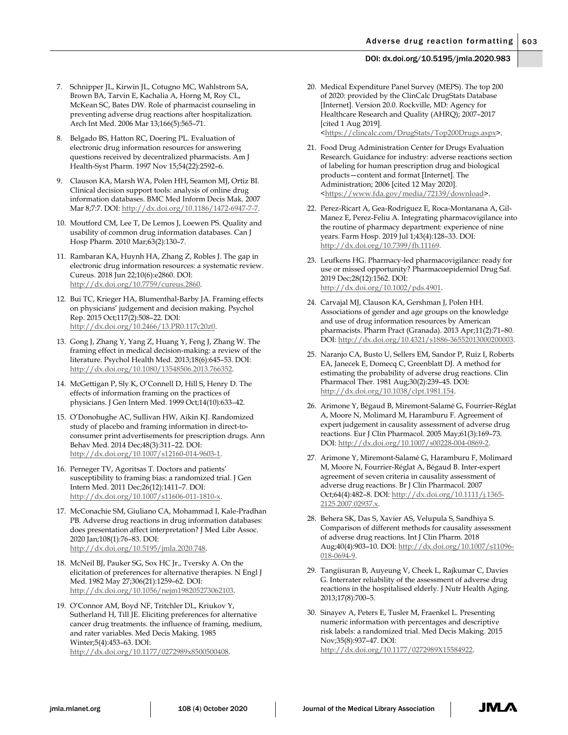7. Schnipper JL, Kirwin JL, Cotugno MC, Wahlstrom SA, Brown BA, Tarvin E, Kachalia A, Horng M, Roy CL, McKean SC, Bates DW. Role of pharmacist counseling in preventing adverse drug reactions after hospitalization. Arch Int Med. 2006 Mar 13;166(5):565–71.

8. Belgado BS, Hatton RC, Doering PL. Evaluation of electronic drug information resources for answering questions received by decentralized pharmacists. Am J Health-Syst Pharm. 1997 Nov 15;54(22):2592–6.

9. Clauson KA, Marsh WA, Polen HH, Seamon MJ, Ortiz BI. Clinical decision support tools: analysis of online drug information databases. BMC Med Inform Decis Mak. 2007 Mar 8;7:7. DOI: http://dx.doi.org/10.1186/1472-6947-7-7.

10. Moutford CM, Lee T, De Lemos J, Loewen PS. Quality and usability of common drug information databases. Can J Hosp Pharm. 2010 Mar;63(2):130–7.

11. Rambaran KA, Huynh HA, Zhang Z, Robles J. The gap in electronic drug information resources: a systematic review. Cureus. 2018 Jun 22;10(6):e2860. DOI: http://dx.doi.org/10.7759/cureus.2860.

12. Bui TC, Krieger HA, Blumenthal-Barby JA. Framing effects on physicians' judgement and decision making. Psychol Rep. 2015 Oct;117(2):508–22. DOI: http://dx.doi.org/10.2466/13.PR0.117c20z0.

13. Gong J, Zhang Y, Yang Z, Huang Y, Feng J, Zhang W. The framing effect in medical decision-making: a review of the literature. Psychol Health Med. 2013;18(6):645–53. DOI: http://dx.doi.org/10.1080/13548506.2013.766352.

14. McGettigan P, Sly K, O'Connell D, Hill S, Henry D. The effects of information framing on the practices of physicians. J Gen Intern Med. 1999 Oct;14(10):633–42.

15. O'Donohughe AC, Sullivan HW, Aikin KJ. Randomized study of placebo and framing information in direct-to-consumer print advertisements for prescription drugs. Ann Behav Med. 2014 Dec;48(3):311–22. DOI: http://dx.doi.org/10.1007/s12160-014-9603-1.

16. Perneger TV, Agoritsas T. Doctors and patients' susceptibility to framing bias: a randomized trial. J Gen Intern Med. 2011 Dec;26(12):1411–7. DOI: http://dx.doi.org/10.1007/s11606-011-1810-x.

17. McConachie SM, Giuliano CA, Mohammad I, Kale-Pradhan PB. Adverse drug reactions in drug information databases: does presentation affect interpretation? J Med Libr Assoc. 2020 Jan;108(1):76–83. DOI: http://dx.doi.org/10.5195/jmla.2020.748.

18. McNeil BJ, Pauker SG, Sox HC Jr., Tversky A. On the elicitation of preferences for alternative therapies. N Engl J Med. 1982 May 27;306(21):1259–62. DOI: http://dx.doi.org/10.1056/nejm198205273062103.

19. O'Connor AM, Boyd NF, Tritchler DL, Kriukov Y, Sutherland H, Till JE. Eliciting preferences for alternative cancer drug treatments. the influence of framing, medium, and rater variables. Med Decis Making. 1985 Winter;5(4):453–63. DOI: http://dx.doi.org/10.1177/0272989x8500500408.

20. Medical Expenditure Panel Survey (MEPS). The top 200 of 2020: provided by the ClinCalc DrugStats Database [Internet]. Version 20.0. Rockville, MD: Agency for Healthcare Research and Quality (AHRQ); 2007–2017 [cited 1 Aug 2019]. <https://clincalc.com/DrugStats/Top200Drugs.aspx>.

21. Food Drug Administration Center for Drugs Evaluation Research. Guidance for industry: adverse reactions section of labeling for human prescription drug and biological products—content and format [Internet]. The Administration; 2006 [cited 12 May 2020]. <https://www.fda.gov/media/72139/download>.

22. Perez-Ricart A, Gea-Rodriguez E, Roca-Montanana A, Gil-Manez E, Perez-Feliu A. Integrating pharmacovigilance into the routine of pharmacy department: experience of nine years. Farm Hosp. 2019 Jul 1;43(4):128–33. DOI: http://dx.doi.org/10.7399/fh.11169.

23. Leufkens HG. Pharmacy-led pharmacovigilance: ready for use or missed opportunity? Pharmacoepidemiol Drug Saf. 2019 Dec;28(12):1562. DOI: http://dx.doi.org/10.1002/pds.4901.

24. Carvajal MJ, Clauson KA, Gershman J, Polen HH. Associations of gender and age groups on the knowledge and use of drug information resources by American pharmacists. Pharm Pract (Granada). 2013 Apr;11(2):71–80. DOI: http://dx.doi.org/10.4321/s1886-36552013000200003.

25. Naranjo CA, Busto U, Sellers EM, Sandor P, Ruiz I, Roberts EA, Janecek E, Domecq C, Greenblatt DJ. A method for estimating the probability of adverse drug reactions. Clin Pharmacol Ther. 1981 Aug;30(2):239–45. DOI: http://dx.doi.org/10.1038/clpt.1981.154.

26. Arimone Y, Bégaud B, Miremont-Salamé G, Fourrier-Réglat A, Moore N, Molimard M, Haramburu F. Agreement of expert judgement in causality assessment of adverse drug reactions. Eur J Clin Pharmacol. 2005 May;61(3):169–73. DOI: http://dx.doi.org/10.1007/s00228-004-0869-2.

27. Arimone Y, Miremont-Salamé G, Haramburu F, Molimard M, Moore N, Fourrier-Réglat A, Bégaud B. Inter-expert agreement of seven criteria in causality assessment of adverse drug reactions. Br J Clin Pharmacol. 2007 Oct;64(4):482–8. DOI: http://dx.doi.org/10.1111/j.1365-2125.2007.02937.x.

28. Behera SK, Das S, Xavier AS, Velupula S, Sandhiya S. Comparison of different methods for causality assessment of adverse drug reactions. Int J Clin Pharm. 2018 Aug;40(4):903–10. DOI: http://dx.doi.org/10.1007/s11096-018-0694-9.

29. Tangiisuran B, Auyeung V, Cheek L, Rajkumar C, Davies G. Interrater reliability of the assessment of adverse drug reactions in the hospitalised elderly. J Nutr Health Aging. 2013;17(8):700–5.

30. Sinayev A, Peters E, Tusler M, Fraenkel L. Presenting numeric information with percentages and descriptive risk labels: a randomized trial. Med Decis Making. 2015 Nov;35(8):937–47. DOI: http://dx.doi.org/10.1177/0272989X15584922.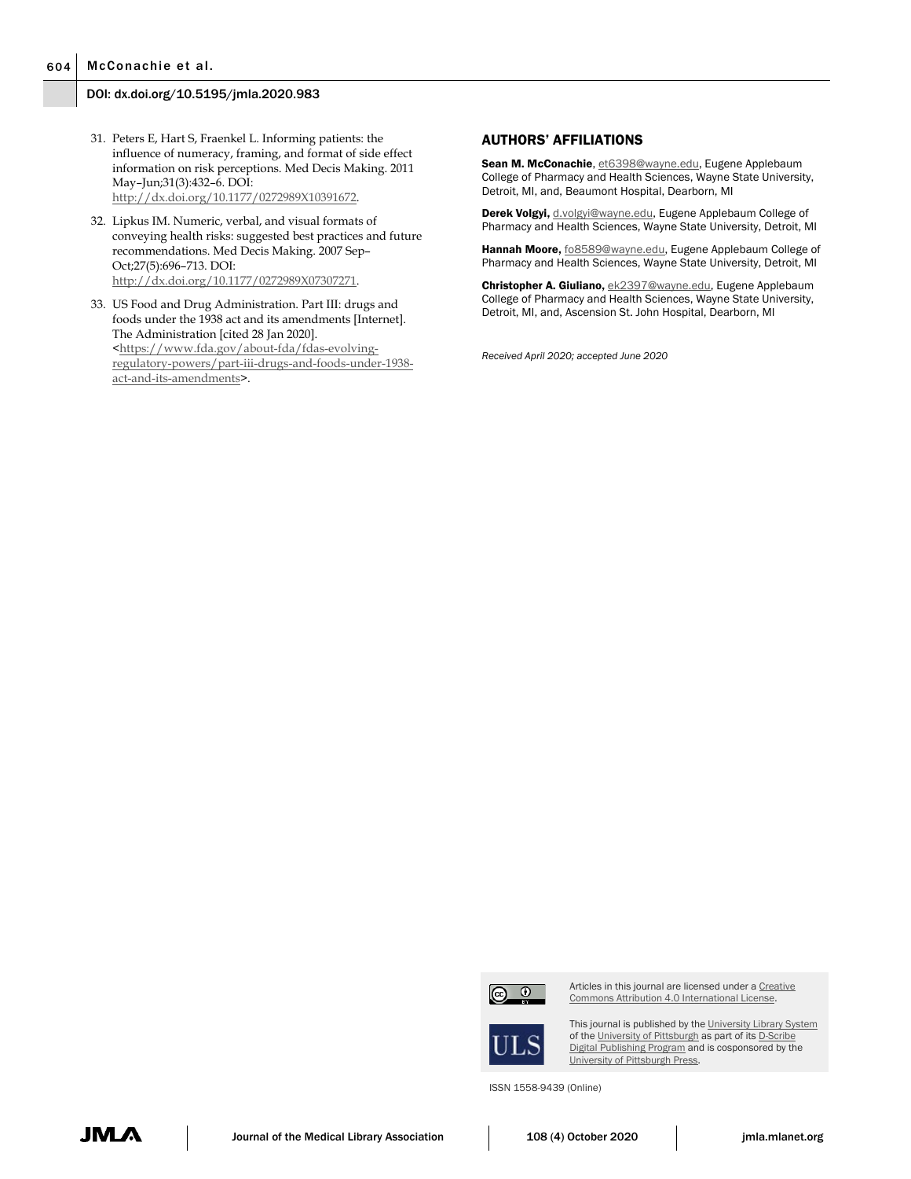31. Peters E, Hart S, Fraenkel L. Informing patients: the influence of numeracy, framing, and format of side effect information on risk perceptions. Med Decis Making. 2011 May–Jun;31(3):432–6. DOI: http://dx.doi.org/10.1177/0272989X10391672.

32. Lipkus IM. Numeric, verbal, and visual formats of conveying health risks: suggested best practices and future recommendations. Med Decis Making. 2007 Sep–Oct;27(5):696–713. DOI: http://dx.doi.org/10.1177/0272989X07307271.

33. US Food and Drug Administration. Part III: drugs and foods under the 1938 act and its amendments [Internet]. The Administration [cited 28 Jan 2020]. <https://www.fda.gov/about-fda/fdas-evolving-regulatory-powers/part-iii-drugs-and-foods-under-1938-act-and-its-amendments>.

## AUTHORS' AFFILIATIONS

**Sean M. McConachie**, et6398@wayne.edu, Eugene Applebaum College of Pharmacy and Health Sciences, Wayne State University, Detroit, MI, and, Beaumont Hospital, Dearborn, MI

**Derek Volgyi,** d.volgyi@wayne.edu, Eugene Applebaum College of Pharmacy and Health Sciences, Wayne State University, Detroit, MI

**Hannah Moore,** fo8589@wayne.edu, Eugene Applebaum College of Pharmacy and Health Sciences, Wayne State University, Detroit, MI

**Christopher A. Giuliano,** ek2397@wayne.edu, Eugene Applebaum College of Pharmacy and Health Sciences, Wayne State University, Detroit, MI, and, Ascension St. John Hospital, Dearborn, MI

*Received April 2020; accepted June 2020*

Articles in this journal are licensed under a Creative Commons Attribution 4.0 International License.

This journal is published by the University Library System of the University of Pittsburgh as part of its D-Scribe Digital Publishing Program and is cosponsored by the University of Pittsburgh Press.

ISSN 1558-9439 (Online)